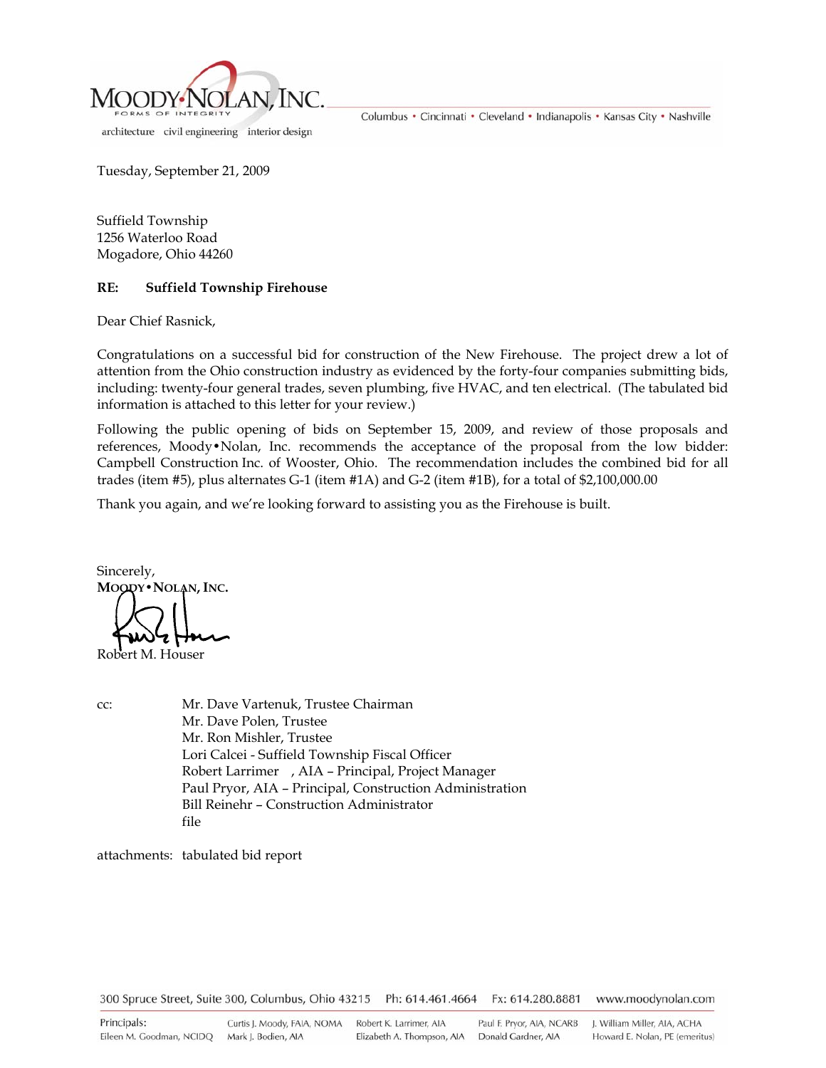MOODY•NOLAN, INC.
FORMS OF INTEGRITY

architecture civil engineering interior design

Columbus • Cincinnati • Cleveland • Indianapolis • Kansas City • Nashville

Tuesday, September 21, 2009

Suffield Township
1256 Waterloo Road
Mogadore, Ohio 44260

**RE: Suffield Township Firehouse**

Dear Chief Rasnick,

Congratulations on a successful bid for construction of the New Firehouse. The project drew a lot of attention from the Ohio construction industry as evidenced by the forty-four companies submitting bids, including: twenty-four general trades, seven plumbing, five HVAC, and ten electrical. (The tabulated bid information is attached to this letter for your review.)

Following the public opening of bids on September 15, 2009, and review of those proposals and references, Moody•Nolan, Inc. recommends the acceptance of the proposal from the low bidder: Campbell Construction Inc. of Wooster, Ohio. The recommendation includes the combined bid for all trades (item #5), plus alternates G-1 (item #1A) and G-2 (item #1B), for a total of $2,100,000.00

Thank you again, and we're looking forward to assisting you as the Firehouse is built.

Sincerely,
**MOODY•NOLAN, INC.**

Robert M. Houser

cc:
Mr. Dave Vartenuk, Trustee Chairman
Mr. Dave Polen, Trustee
Mr. Ron Mishler, Trustee
Lori Calcei - Suffield Township Fiscal Officer
Robert Larrimer , AIA – Principal, Project Manager
Paul Pryor, AIA – Principal, Construction Administration
Bill Reinehr – Construction Administrator
file

attachments: tabulated bid report

300 Spruce Street, Suite 300, Columbus, Ohio 43215 Ph: 614.461.4664 Fx: 614.280.8881 www.moodynolan.com

Principals:
Eileen M. Goodman, NCIDQ
Curtis J. Moody, FAIA, NOMA
Mark J. Bodien, AIA
Robert K. Larrimer, AIA
Elizabeth A. Thompson, AIA
Paul F. Pryor, AIA, NCARB
Donald Gardner, AIA
J. William Miller, AIA, ACHA
Howard E. Nolan, PE (emeritus)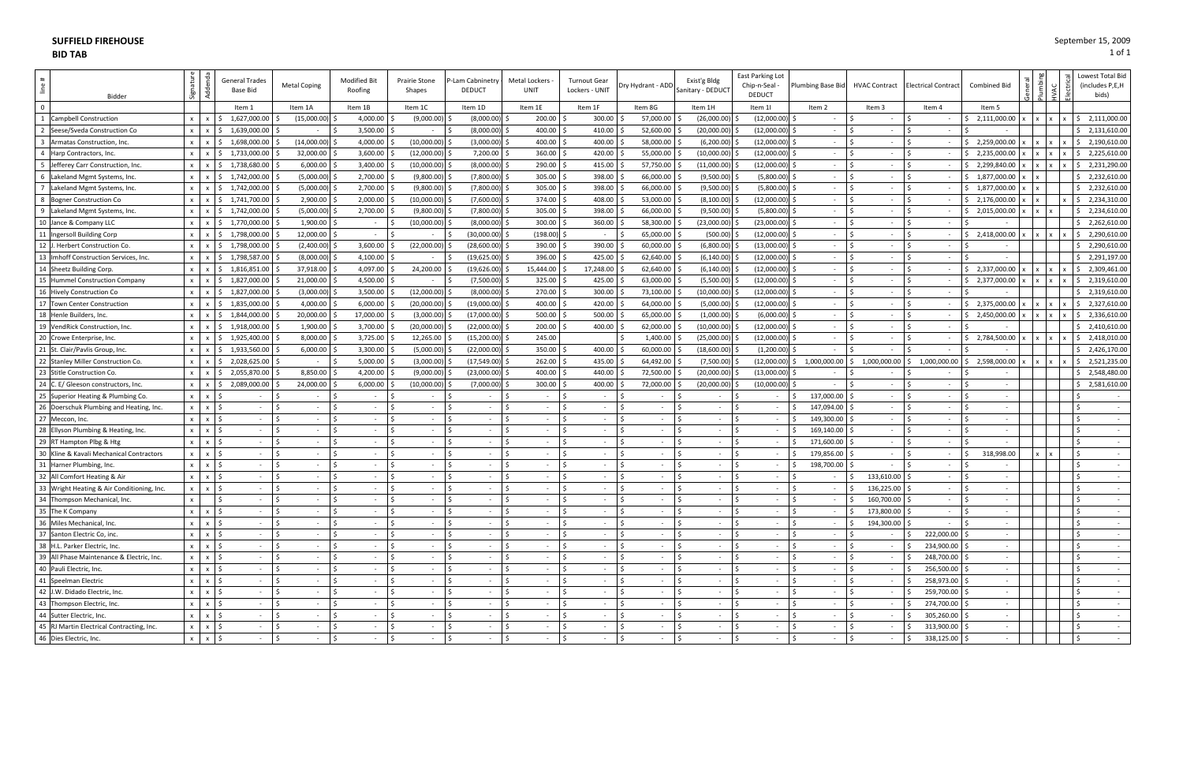# SUFFIELD FIREHOUSE

## BID TAB

September 15, 2009

| line # | Bidder | Signature | Addenda | General Trades Base Bid | Metal Coping | Modified Bit Roofing | Prairie Stone Shapes | P-Lam Cabinetry - DEDUCT | Metal Lockers - UNIT | Turnout Gear Lockers - UNIT | Dry Hydrant - ADD | Exist'g Bldg Sanitary - DEDUCT | East Parking Lot Chip-n-Seal - DEDUCT | Plumbing Base Bid | HVAC Contract | Electrical Contract | Combined Bid | General | Plumbing | HVAC | Electrical | Lowest Total Bid (includes P,E,H bids) |
|---|---|---|---|---|---|---|---|---|---|---|---|---|---|---|---|---|---|---|---|---|---|---|
| 0 | | | | Item 1 | Item 1A | Item 1B | Item 1C | Item 1D | Item 1E | Item 1F | Item 8G | Item 1H | Item 1I | Item 2 | Item 3 | Item 4 | Item 5 | | | | | |
| 1 | Campbell Construction | x | x | $ 1,627,000.00 | $ (15,000.00) | $ 4,000.00 | $ (9,000.00) | $ (8,000.00) | $ 200.00 | $ 300.00 | $ 57,000.00 | $ (26,000.00) | $ (12,000.00) | $ - | $ - | $ - | $ 2,111,000.00 | x | x | x | x | $ 2,111,000.00 |
| 2 | Seese/Sveda Construction Co | x | x | $ 1,639,000.00 | $ - | $ 3,500.00 | $ - | $ (8,000.00) | $ 400.00 | $ 410.00 | $ 52,600.00 | $ (20,000.00) | $ (12,000.00) | $ - | $ - | $ - | $ - | | | | | $ 2,131,610.00 |
| 3 | Armatas Construction, Inc. | x | x | $ 1,698,000.00 | $ (14,000.00) | $ 4,000.00 | $ (10,000.00) | $ (3,000.00) | $ 400.00 | $ 400.00 | $ 58,000.00 | $ (6,200.00) | $ (12,000.00) | $ - | $ - | $ - | $ 2,259,000.00 | x | x | x | x | $ 2,190,610.00 |
| 4 | Harp Contractors, Inc. | x | x | $ 1,733,000.00 | $ 32,000.00 | $ 3,600.00 | $ (12,000.00) | $ 7,200.00 | $ 360.00 | $ 420.00 | $ 55,000.00 | $ (10,000.00) | $ (12,000.00) | $ - | $ - | $ - | $ 2,235,000.00 | x | x | x | x | $ 2,225,610.00 |
| 5 | Jefferey Carr Construction, Inc. | x | x | $ 1,738,680.00 | $ 6,000.00 | $ 3,400.00 | $ (10,000.00) | $ (8,000.00) | $ 290.00 | $ 415.00 | $ 57,750.00 | $ (11,000.00) | $ (12,000.00) | $ - | $ - | $ - | $ 2,299,840.00 | x | x | x | x | $ 2,231,290.00 |
| 6 | Lakeland Mgmt Systems, Inc. | x | x | $ 1,742,000.00 | $ (5,000.00) | $ 2,700.00 | $ (9,800.00) | $ (7,800.00) | $ 305.00 | $ 398.00 | $ 66,000.00 | $ (9,500.00) | $ (5,800.00) | $ - | $ - | $ - | $ 1,877,000.00 | x | x | | | $ 2,232,610.00 |
| 7 | Lakeland Mgmt Systems, Inc. | x | x | $ 1,742,000.00 | $ (5,000.00) | $ 2,700.00 | $ (9,800.00) | $ (7,800.00) | $ 305.00 | $ 398.00 | $ 66,000.00 | $ (9,500.00) | $ (5,800.00) | $ - | $ - | $ - | $ 1,877,000.00 | x | x | | | $ 2,232,610.00 |
| 8 | Bogner Construction Co | x | x | $ 1,741,700.00 | $ 2,900.00 | $ 2,000.00 | $ (10,000.00) | $ (7,600.00) | $ 374.00 | $ 408.00 | $ 53,000.00 | $ (8,100.00) | $ (12,000.00) | $ - | $ - | $ - | $ 2,176,000.00 | x | x | | x | $ 2,234,310.00 |
| 9 | Lakeland Mgmt Systems, Inc. | x | x | $ 1,742,000.00 | $ (5,000.00) | $ 2,700.00 | $ (9,800.00) | $ (7,800.00) | $ 305.00 | $ 398.00 | $ 66,000.00 | $ (9,500.00) | $ (5,800.00) | $ - | $ - | $ - | $ 2,015,000.00 | x | x | x | | $ 2,234,610.00 |
| 10 | Jance & Company LLC | x | x | $ 1,770,000.00 | $ 1,900.00 | $ - | $ (10,000.00) | $ (8,000.00) | $ 300.00 | $ 360.00 | $ 58,300.00 | $ (23,000.00) | $ (23,000.00) | $ - | $ - | $ - | $ - | | | | | $ 2,262,610.00 |
| 11 | Ingersoll Building Corp | x | x | $ 1,798,000.00 | $ 12,000.00 | $ - | $ - | $ (30,000.00) | $ (198.00) | $ - | $ 65,000.00 | $ (500.00) | $ (12,000.00) | $ - | $ - | $ - | $ 2,418,000.00 | x | x | x | x | $ 2,290,610.00 |
| 12 | J. Herbert Construction Co. | x | x | $ 1,798,000.00 | $ (2,400.00) | $ 3,600.00 | $ (22,000.00) | $ (28,600.00) | $ 390.00 | $ 390.00 | $ 60,000.00 | $ (6,800.00) | $ (13,000.00) | $ - | $ - | $ - | $ - | | | | | $ 2,290,610.00 |
| 13 | Imhoff Construction Services, Inc. | x | x | $ 1,798,587.00 | $ (8,000.00) | $ 4,100.00 | $ - | $ (19,625.00) | $ 396.00 | $ 425.00 | $ 62,640.00 | $ (6,140.00) | $ (12,000.00) | $ - | $ - | $ - | $ - | | | | | $ 2,291,197.00 |
| 14 | Sheetz Building Corp. | x | x | $ 1,816,851.00 | $ 37,918.00 | $ 4,097.00 | $ 24,200.00 | $ (19,626.00) | $ 15,444.00 | $ 17,248.00 | $ 62,640.00 | $ (6,140.00) | $ (12,000.00) | $ - | $ - | $ - | $ 2,337,000.00 | x | x | x | x | $ 2,309,461.00 |
| 15 | Hummel Construction Company | x | x | $ 1,827,000.00 | $ 21,000.00 | $ 4,500.00 | $ - | $ (7,500.00) | $ 325.00 | $ 425.00 | $ 63,000.00 | $ (5,500.00) | $ (12,000.00) | $ - | $ - | $ - | $ 2,377,000.00 | x | x | x | x | $ 2,319,610.00 |
| 16 | Hively Construction Co | x | x | $ 1,827,000.00 | $ (3,000.00) | $ 3,500.00 | $ (12,000.00) | $ (8,000.00) | $ 270.00 | $ 300.00 | $ 73,100.00 | $ (10,000.00) | $ (12,000.00) | $ - | $ - | $ - | $ - | | | | | $ 2,319,610.00 |
| 17 | Town Center Construction | x | x | $ 1,835,000.00 | $ 4,000.00 | $ 6,000.00 | $ (20,000.00) | $ (19,000.00) | $ 400.00 | $ 420.00 | $ 64,000.00 | $ (5,000.00) | $ (12,000.00) | $ - | $ - | $ - | $ 2,375,000.00 | x | x | x | x | $ 2,327,610.00 |
| 18 | Henle Builders, Inc. | x | x | $ 1,844,000.00 | $ 20,000.00 | $ 17,000.00 | $ (3,000.00) | $ (17,000.00) | $ 500.00 | $ 500.00 | $ 65,000.00 | $ (1,000.00) | $ (6,000.00) | $ - | $ - | $ - | $ 2,450,000.00 | x | x | x | x | $ 2,336,610.00 |
| 19 | VendRick Construction, Inc. | x | x | $ 1,918,000.00 | $ 1,900.00 | $ 3,700.00 | $ (20,000.00) | $ (22,000.00) | $ 200.00 | $ 400.00 | $ 62,000.00 | $ (10,000.00) | $ (12,000.00) | $ - | $ - | $ - | $ - | | | | | $ 2,410,610.00 |
| 20 | Crowe Enterprise, Inc. | x | x | $ 1,925,400.00 | $ 8,000.00 | $ 3,725.00 | $ 12,265.00 | $ (15,200.00) | $ 245.00 | | $ 1,400.00 | $ (25,000.00) | $ (12,000.00) | $ - | $ - | $ - | $ 2,784,500.00 | x | x | x | x | $ 2,418,010.00 |
| 21 | St. Clair/Pavlis Group, Inc. | x | x | $ 1,933,560.00 | $ 6,000.00 | $ 3,300.00 | $ (5,000.00) | $ (22,000.00) | $ 350.00 | $ 400.00 | $ 60,000.00 | $ (18,600.00) | $ (1,200.00) | $ - | $ - | $ - | $ - | | | | | $ 2,426,170.00 |
| 22 | Stanley Miller Construction Co. | x | x | $ 2,028,625.00 | $ - | $ 5,000.00 | $ (3,000.00) | $ (17,549.00) | $ 262.00 | $ 435.00 | $ 64,492.00 | $ (7,500.00) | $ (12,000.00) | $ 1,000,000.00 | $ 1,000,000.00 | $ 1,000,000.00 | $ 2,598,000.00 | x | x | x | x | $ 2,521,235.00 |
| 23 | Stitle Construction Co. | x | x | $ 2,055,870.00 | $ 8,850.00 | $ 4,200.00 | $ (9,000.00) | $ (23,000.00) | $ 400.00 | $ 440.00 | $ 72,500.00 | $ (20,000.00) | $ (13,000.00) | $ - | $ - | $ - | $ - | | | | | $ 2,548,480.00 |
| 24 | C. E/ Gleeson constructors, Inc. | x | x | $ 2,089,000.00 | $ 24,000.00 | $ 6,000.00 | $ (10,000.00) | $ (7,000.00) | $ 300.00 | $ 400.00 | $ 72,000.00 | $ (20,000.00) | $ (10,000.00) | $ - | $ - | $ - | $ - | | | | | $ 2,581,610.00 |
| 25 | Superior Heating & Plumbing Co. | x | x | $ - | $ - | $ - | $ - | $ - | $ - | $ - | $ - | $ - | $ - | $ 137,000.00 | $ - | $ - | $ - | | | | | $ - |
| 26 | Doerschuk Plumbing and Heating, Inc. | x | x | $ - | $ - | $ - | $ - | $ - | $ - | $ - | $ - | $ - | $ - | $ 147,094.00 | $ - | $ - | $ - | | | | | $ - |
| 27 | Meccon, Inc. | x | x | $ - | $ - | $ - | $ - | $ - | $ - | $ - | $ - | $ - | $ - | $ 149,300.00 | $ - | $ - | $ - | | | | | $ - |
| 28 | Ellyson Plumbing & Heating, Inc. | x | x | $ - | $ - | $ - | $ - | $ - | $ - | $ - | $ - | $ - | $ - | $ 169,140.00 | $ - | $ - | $ - | | | | | $ - |
| 29 | RT Hampton Plbg & Htg | x | x | $ - | $ - | $ - | $ - | $ - | $ - | $ - | $ - | $ - | $ - | $ 171,600.00 | $ - | $ - | $ - | | | | | $ - |
| 30 | Kline & Kavali Mechanical Contractors | x | x | $ - | $ - | $ - | $ - | $ - | $ - | $ - | $ - | $ - | $ - | $ 179,856.00 | $ - | $ - | $ 318,998.00 | | x | x | | $ - |
| 31 | Harner Plumbing, Inc. | x | x | $ - | $ - | $ - | $ - | $ - | $ - | $ - | $ - | $ - | $ - | $ 198,700.00 | $ - | $ - | $ - | | | | | $ - |
| 32 | All Comfort Heating & Air | x | x | $ - | $ - | $ - | $ - | $ - | $ - | $ - | $ - | $ - | $ - | $ - | $ 133,610.00 | $ - | $ - | | | | | $ - |
| 33 | Wright Heating & Air Conditioning, Inc. | x | x | $ - | $ - | $ - | $ - | $ - | $ - | $ - | $ - | $ - | $ - | $ - | $ 136,225.00 | $ - | $ - | | | | | $ - |
| 34 | Thompson Mechanical, Inc. | x | | $ - | $ - | $ - | $ - | $ - | $ - | $ - | $ - | $ - | $ - | $ - | $ 160,700.00 | $ - | $ - | | | | | $ - |
| 35 | The K Company | x | x | $ - | $ - | $ - | $ - | $ - | $ - | $ - | $ - | $ - | $ - | $ - | $ 173,800.00 | $ - | $ - | | | | | $ - |
| 36 | Miles Mechanical, Inc. | x | x | $ - | $ - | $ - | $ - | $ - | $ - | $ - | $ - | $ - | $ - | $ - | $ 194,300.00 | $ - | $ - | | | | | $ - |
| 37 | Santon Electric Co, inc. | x | x | $ - | $ - | $ - | $ - | $ - | $ - | $ - | $ - | $ - | $ - | $ - | $ - | $ 222,000.00 | $ - | | | | | $ - |
| 38 | H.L. Parker Electric, Inc. | x | x | $ - | $ - | $ - | $ - | $ - | $ - | $ - | $ - | $ - | $ - | $ - | $ - | $ 234,900.00 | $ - | | | | | $ - |
| 39 | All Phase Maintenance & Electric, Inc. | x | x | $ - | $ - | $ - | $ - | $ - | $ - | $ - | $ - | $ - | $ - | $ - | $ - | $ 248,700.00 | $ - | | | | | $ - |
| 40 | Pauli Electric, Inc. | x | x | $ - | $ - | $ - | $ - | $ - | $ - | $ - | $ - | $ - | $ - | $ - | $ - | $ 256,500.00 | $ - | | | | | $ - |
| 41 | Speelman Electric | x | x | $ - | $ - | $ - | $ - | $ - | $ - | $ - | $ - | $ - | $ - | $ - | $ - | $ 258,973.00 | $ - | | | | | $ - |
| 42 | J.W. Didado Electric, Inc. | x | x | $ - | $ - | $ - | $ - | $ - | $ - | $ - | $ - | $ - | $ - | $ - | $ - | $ 259,700.00 | $ - | | | | | $ - |
| 43 | Thompson Electric, Inc. | x | x | $ - | $ - | $ - | $ - | $ - | $ - | $ - | $ - | $ - | $ - | $ - | $ - | $ 274,700.00 | $ - | | | | | $ - |
| 44 | Sutter Electric, Inc. | x | x | $ - | $ - | $ - | $ - | $ - | $ - | $ - | $ - | $ - | $ - | $ - | $ - | $ 305,260.00 | $ - | | | | | $ - |
| 45 | RJ Martin Electrical Contracting, Inc. | x | x | $ - | $ - | $ - | $ - | $ - | $ - | $ - | $ - | $ - | $ - | $ - | $ - | $ 313,900.00 | $ - | | | | | $ - |
| 46 | Dies Electric, Inc. | x | x | $ - | $ - | $ - | $ - | $ - | $ - | $ - | $ - | $ - | $ - | $ - | $ - | $ 338,125.00 | $ - | | | | | $ - |